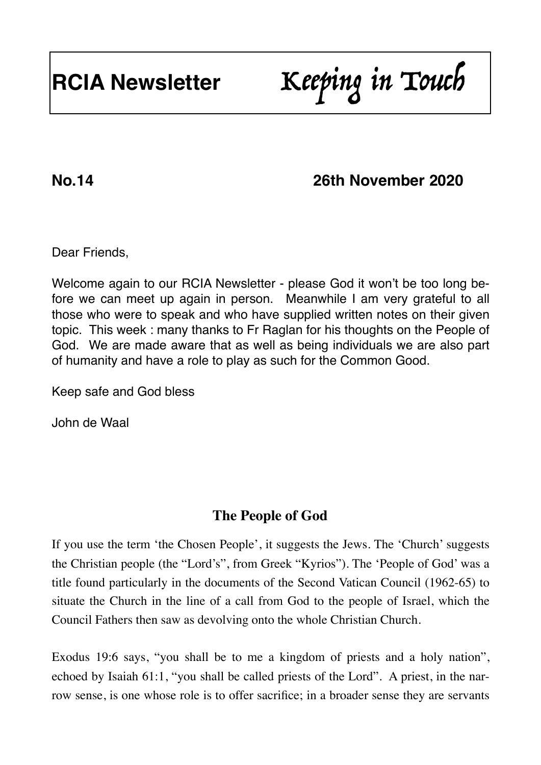# RCIA Newsletter *Keeping in Touch*

**No.14 26th November 2020**

Dear Friends,

Welcome again to our RCIA Newsletter - please God it won't be too long before we can meet up again in person. Meanwhile I am very grateful to all those who were to speak and who have supplied written notes on their given topic. This week : many thanks to Fr Raglan for his thoughts on the People of God. We are made aware that as well as being individuals we are also part of humanity and have a role to play as such for the Common Good.

Keep safe and God bless

John de Waal

## The People of God

If you use the term 'the Chosen People', it suggests the Jews. The 'Church' suggests the Christian people (the "Lord's", from Greek "Kyrios"). The 'People of God' was a title found particularly in the documents of the Second Vatican Council (1962-65) to situate the Church in the line of a call from God to the people of Israel, which the Council Fathers then saw as devolving onto the whole Christian Church.

Exodus 19:6 says, "you shall be to me a kingdom of priests and a holy nation", echoed by Isaiah 61:1, "you shall be called priests of the Lord". A priest, in the narrow sense, is one whose role is to offer sacrifice; in a broader sense they are servants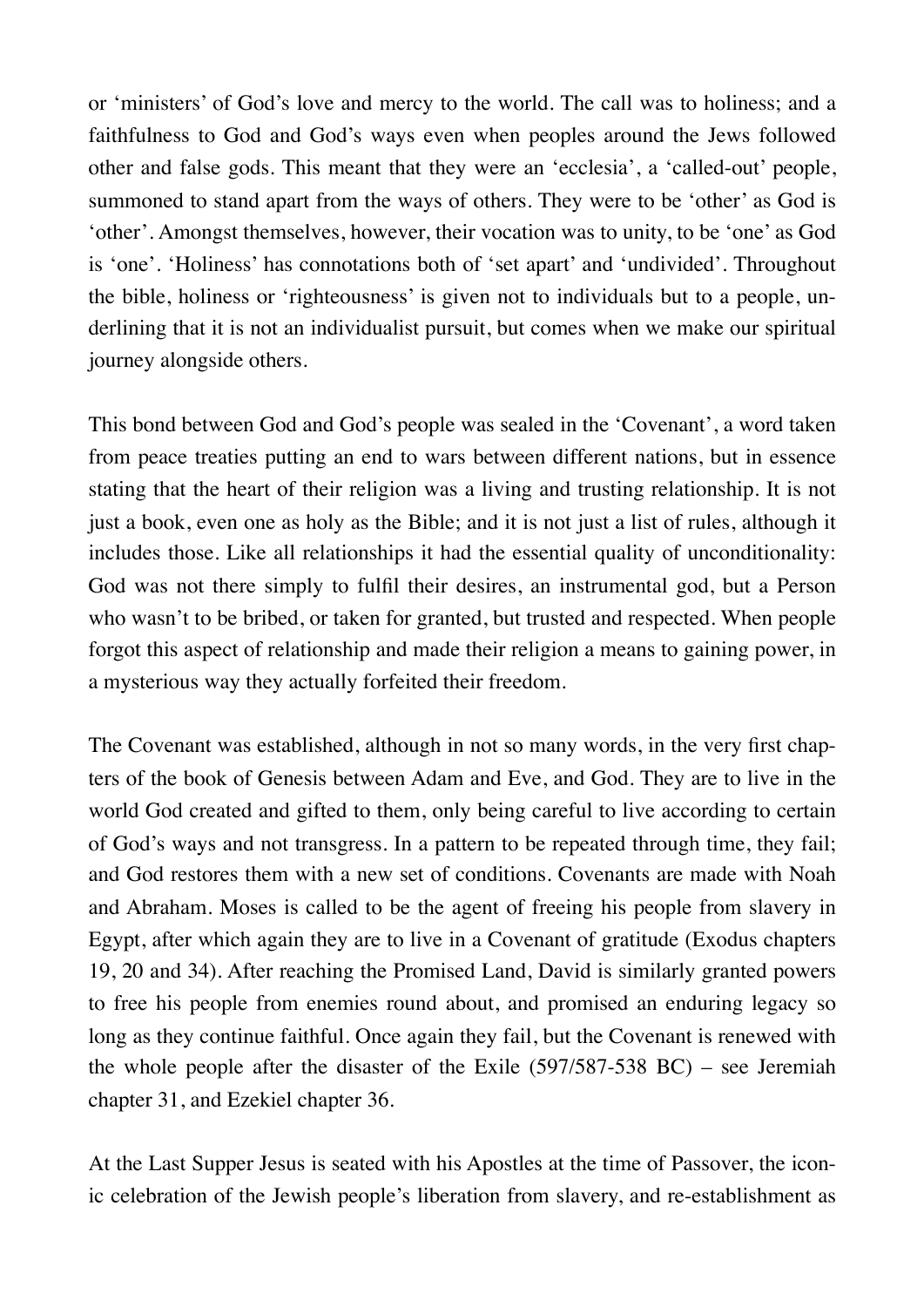or 'ministers' of God's love and mercy to the world. The call was to holiness; and a faithfulness to God and God's ways even when peoples around the Jews followed other and false gods. This meant that they were an 'ecclesia', a 'called-out' people, summoned to stand apart from the ways of others. They were to be 'other' as God is 'other'. Amongst themselves, however, their vocation was to unity, to be 'one' as God is 'one'. 'Holiness' has connotations both of 'set apart' and 'undivided'. Throughout the bible, holiness or 'righteousness' is given not to individuals but to a people, underlining that it is not an individualist pursuit, but comes when we make our spiritual journey alongside others.

This bond between God and God's people was sealed in the 'Covenant', a word taken from peace treaties putting an end to wars between different nations, but in essence stating that the heart of their religion was a living and trusting relationship. It is not just a book, even one as holy as the Bible; and it is not just a list of rules, although it includes those. Like all relationships it had the essential quality of unconditionality: God was not there simply to fulfil their desires, an instrumental god, but a Person who wasn't to be bribed, or taken for granted, but trusted and respected. When people forgot this aspect of relationship and made their religion a means to gaining power, in a mysterious way they actually forfeited their freedom.

The Covenant was established, although in not so many words, in the very first chapters of the book of Genesis between Adam and Eve, and God. They are to live in the world God created and gifted to them, only being careful to live according to certain of God's ways and not transgress. In a pattern to be repeated through time, they fail; and God restores them with a new set of conditions. Covenants are made with Noah and Abraham. Moses is called to be the agent of freeing his people from slavery in Egypt, after which again they are to live in a Covenant of gratitude (Exodus chapters 19, 20 and 34). After reaching the Promised Land, David is similarly granted powers to free his people from enemies round about, and promised an enduring legacy so long as they continue faithful. Once again they fail, but the Covenant is renewed with the whole people after the disaster of the Exile (597/587-538 BC) – see Jeremiah chapter 31, and Ezekiel chapter 36.

At the Last Supper Jesus is seated with his Apostles at the time of Passover, the iconic celebration of the Jewish people's liberation from slavery, and re-establishment as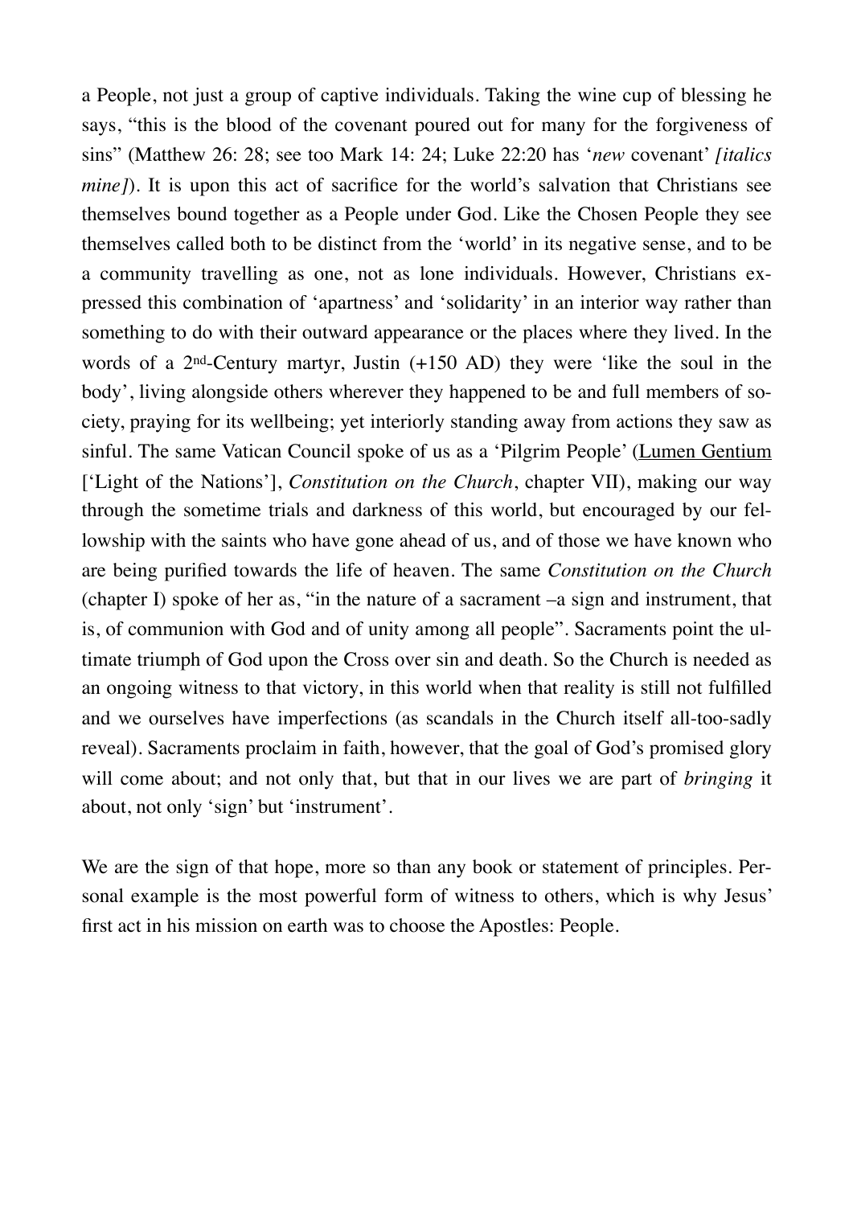a People, not just a group of captive individuals. Taking the wine cup of blessing he says, "this is the blood of the covenant poured out for many for the forgiveness of sins" (Matthew 26: 28; see too Mark 14: 24; Luke 22:20 has '*new* covenant' *[italics mine]*). It is upon this act of sacrifice for the world's salvation that Christians see themselves bound together as a People under God. Like the Chosen People they see themselves called both to be distinct from the 'world' in its negative sense, and to be a community travelling as one, not as lone individuals. However, Christians expressed this combination of 'apartness' and 'solidarity' in an interior way rather than something to do with their outward appearance or the places where they lived. In the words of a 2nd-Century martyr, Justin (+150 AD) they were 'like the soul in the body', living alongside others wherever they happened to be and full members of society, praying for its wellbeing; yet interiorly standing away from actions they saw as sinful. The same Vatican Council spoke of us as a 'Pilgrim People' (Lumen Gentium ['Light of the Nations'], *Constitution on the Church*, chapter VII), making our way through the sometime trials and darkness of this world, but encouraged by our fellowship with the saints who have gone ahead of us, and of those we have known who are being purified towards the life of heaven. The same *Constitution on the Church* (chapter I) spoke of her as, "in the nature of a sacrament –a sign and instrument, that is, of communion with God and of unity among all people". Sacraments point the ultimate triumph of God upon the Cross over sin and death. So the Church is needed as an ongoing witness to that victory, in this world when that reality is still not fulfilled and we ourselves have imperfections (as scandals in the Church itself all-too-sadly reveal). Sacraments proclaim in faith, however, that the goal of God's promised glory will come about; and not only that, but that in our lives we are part of *bringing* it about, not only 'sign' but 'instrument'.

We are the sign of that hope, more so than any book or statement of principles. Personal example is the most powerful form of witness to others, which is why Jesus' first act in his mission on earth was to choose the Apostles: People.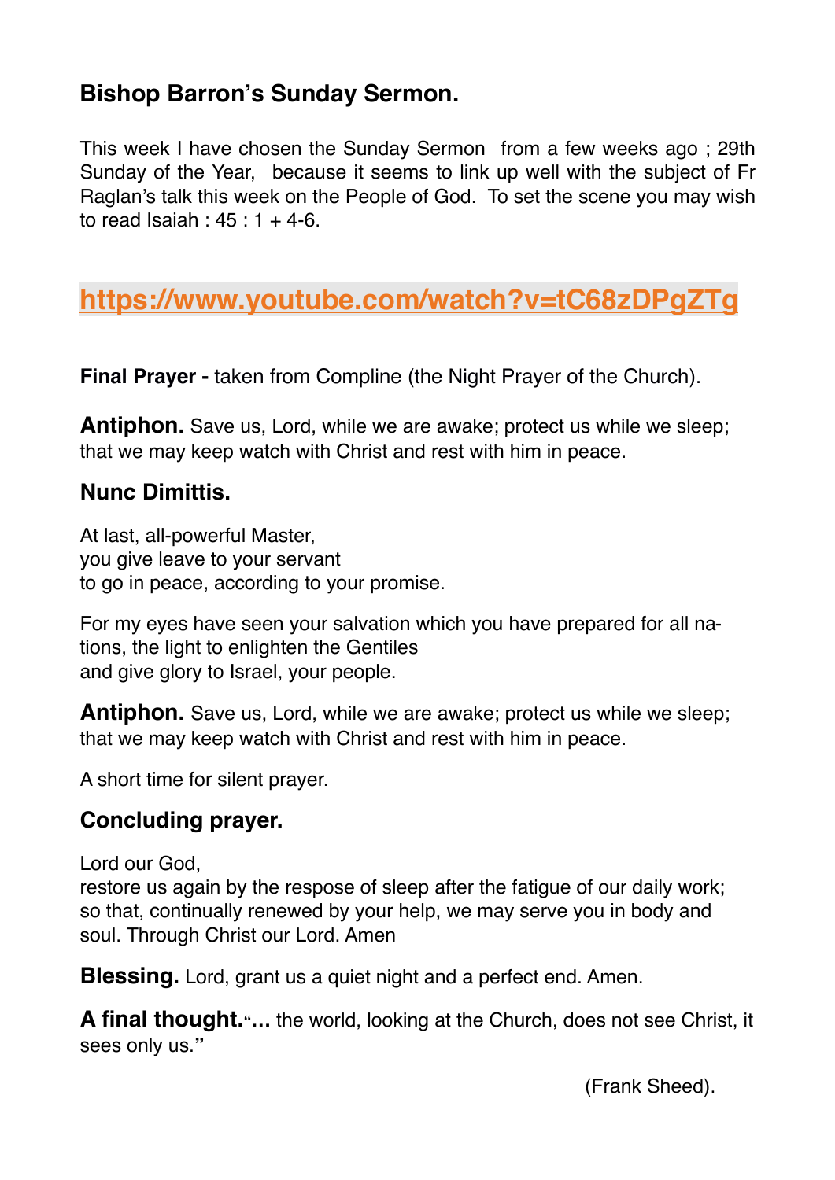## Bishop Barron's Sunday Sermon.

This week I have chosen the Sunday Sermon  from a few weeks ago ; 29th Sunday of the Year,  because it seems to link up well with the subject of Fr Raglan's talk this week on the People of God.  To set the scene you may wish to read Isaiah : 45 : 1 + 4-6.

## https://www.youtube.com/watch?v=tC68zDPgZTg

**Final Prayer -** taken from Compline (the Night Prayer of the Church).

**Antiphon.** Save us, Lord, while we are awake; protect us while we sleep; that we may keep watch with Christ and rest with him in peace.

### Nunc Dimittis.

At last, all-powerful Master,
you give leave to your servant
to go in peace, according to your promise.

For my eyes have seen your salvation which you have prepared for all nations, the light to enlighten the Gentiles
and give glory to Israel, your people.

**Antiphon.** Save us, Lord, while we are awake; protect us while we sleep; that we may keep watch with Christ and rest with him in peace.

A short time for silent prayer.

### Concluding prayer.

Lord our God,
restore us again by the respose of sleep after the fatigue of our daily work; so that, continually renewed by your help, we may serve you in body and soul. Through Christ our Lord. Amen

**Blessing.** Lord, grant us a quiet night and a perfect end. Amen.

**A final thought.**"**...** the world, looking at the Church, does not see Christ, it sees only us."

(Frank Sheed).